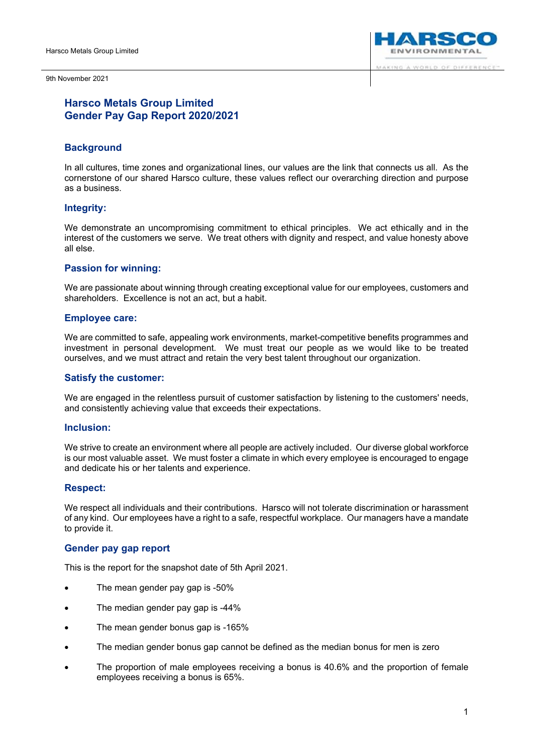Harsco Metals Group Limited

9th November 2021

# Harsco Metals Group Limited
# Gender Pay Gap Report 2020/2021

## Background

In all cultures, time zones and organizational lines, our values are the link that connects us all. As the cornerstone of our shared Harsco culture, these values reflect our overarching direction and purpose as a business.

### Integrity:

We demonstrate an uncompromising commitment to ethical principles. We act ethically and in the interest of the customers we serve. We treat others with dignity and respect, and value honesty above all else.

### Passion for winning:

We are passionate about winning through creating exceptional value for our employees, customers and shareholders. Excellence is not an act, but a habit.

### Employee care:

We are committed to safe, appealing work environments, market-competitive benefits programmes and investment in personal development. We must treat our people as we would like to be treated ourselves, and we must attract and retain the very best talent throughout our organization.

### Satisfy the customer:

We are engaged in the relentless pursuit of customer satisfaction by listening to the customers' needs, and consistently achieving value that exceeds their expectations.

### Inclusion:

We strive to create an environment where all people are actively included. Our diverse global workforce is our most valuable asset. We must foster a climate in which every employee is encouraged to engage and dedicate his or her talents and experience.

### Respect:

We respect all individuals and their contributions. Harsco will not tolerate discrimination or harassment of any kind. Our employees have a right to a safe, respectful workplace. Our managers have a mandate to provide it.

## Gender pay gap report

This is the report for the snapshot date of 5th April 2021.

- The mean gender pay gap is -50%
- The median gender pay gap is -44%
- The mean gender bonus gap is -165%
- The median gender bonus gap cannot be defined as the median bonus for men is zero
- The proportion of male employees receiving a bonus is 40.6% and the proportion of female employees receiving a bonus is 65%.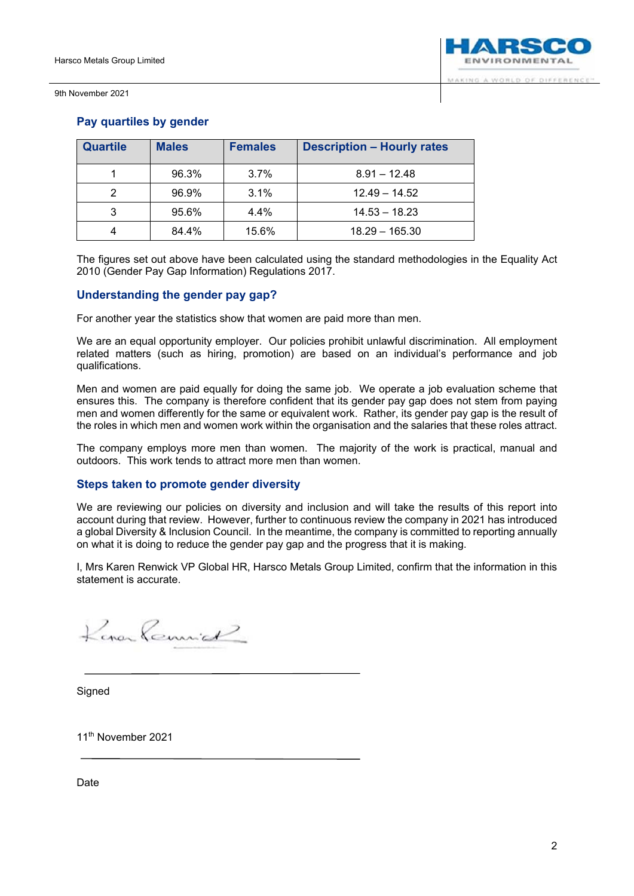## Pay quartiles by gender

| Quartile | Males | Females | Description – Hourly rates |
|---|---|---|---|
| 1 | 96.3% | 3.7% | 8.91 – 12.48 |
| 2 | 96.9% | 3.1% | 12.49 – 14.52 |
| 3 | 95.6% | 4.4% | 14.53 – 18.23 |
| 4 | 84.4% | 15.6% | 18.29 – 165.30 |

The figures set out above have been calculated using the standard methodologies in the Equality Act 2010 (Gender Pay Gap Information) Regulations 2017.

## Understanding the gender pay gap?

For another year the statistics show that women are paid more than men.

We are an equal opportunity employer. Our policies prohibit unlawful discrimination. All employment related matters (such as hiring, promotion) are based on an individual's performance and job qualifications.

Men and women are paid equally for doing the same job. We operate a job evaluation scheme that ensures this. The company is therefore confident that its gender pay gap does not stem from paying men and women differently for the same or equivalent work. Rather, its gender pay gap is the result of the roles in which men and women work within the organisation and the salaries that these roles attract.

The company employs more men than women. The majority of the work is practical, manual and outdoors. This work tends to attract more men than women.

## Steps taken to promote gender diversity

We are reviewing our policies on diversity and inclusion and will take the results of this report into account during that review. However, further to continuous review the company in 2021 has introduced a global Diversity & Inclusion Council. In the meantime, the company is committed to reporting annually on what it is doing to reduce the gender pay gap and the progress that it is making.

I, Mrs Karen Renwick VP Global HR, Harsco Metals Group Limited, confirm that the information in this statement is accurate.

Signed

11th November 2021

Date